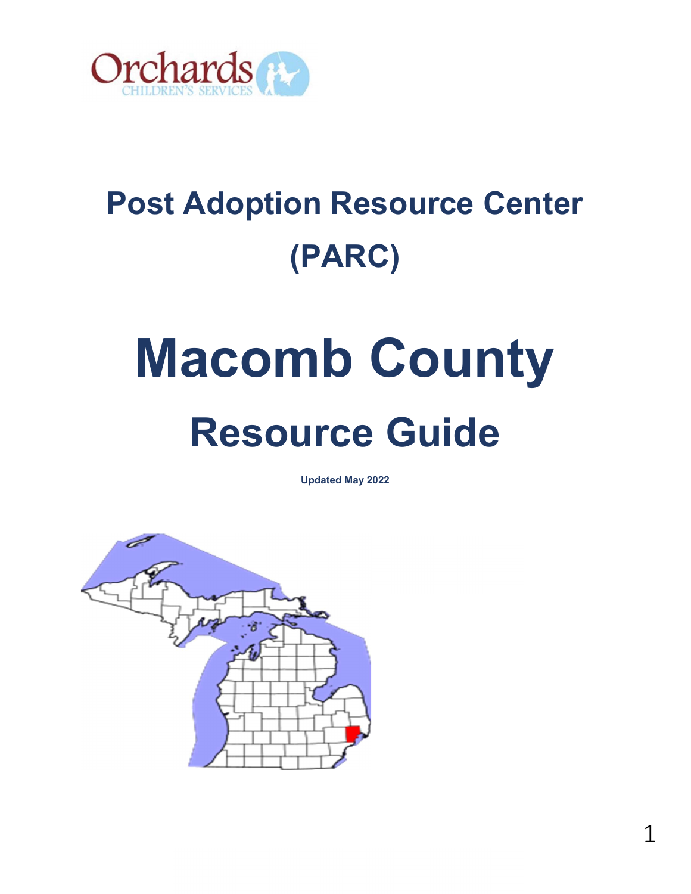Orchards
CHILDREN'S SERVICES

# Post Adoption Resource Center (PARC)

# Macomb County

## Resource Guide

**Updated May 2022**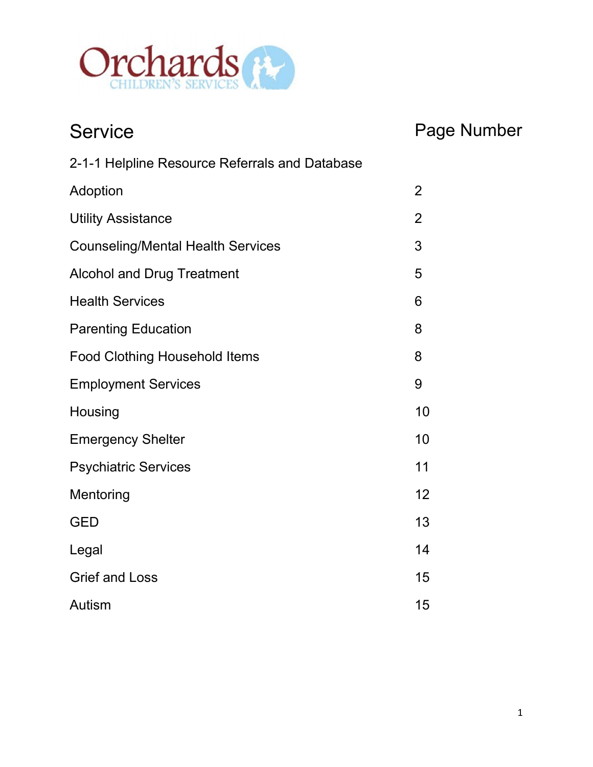Orchards
CHILDREN'S SERVICES

| Service | Page Number |
| --- | --- |
| 2-1-1 Helpline Resource Referrals and Database | |
| Adoption | 2 |
| Utility Assistance | 2 |
| Counseling/Mental Health Services | 3 |
| Alcohol and Drug Treatment | 5 |
| Health Services | 6 |
| Parenting Education | 8 |
| Food Clothing Household Items | 8 |
| Employment Services | 9 |
| Housing | 10 |
| Emergency Shelter | 10 |
| Psychiatric Services | 11 |
| Mentoring | 12 |
| GED | 13 |
| Legal | 14 |
| Grief and Loss | 15 |
| Autism | 15 |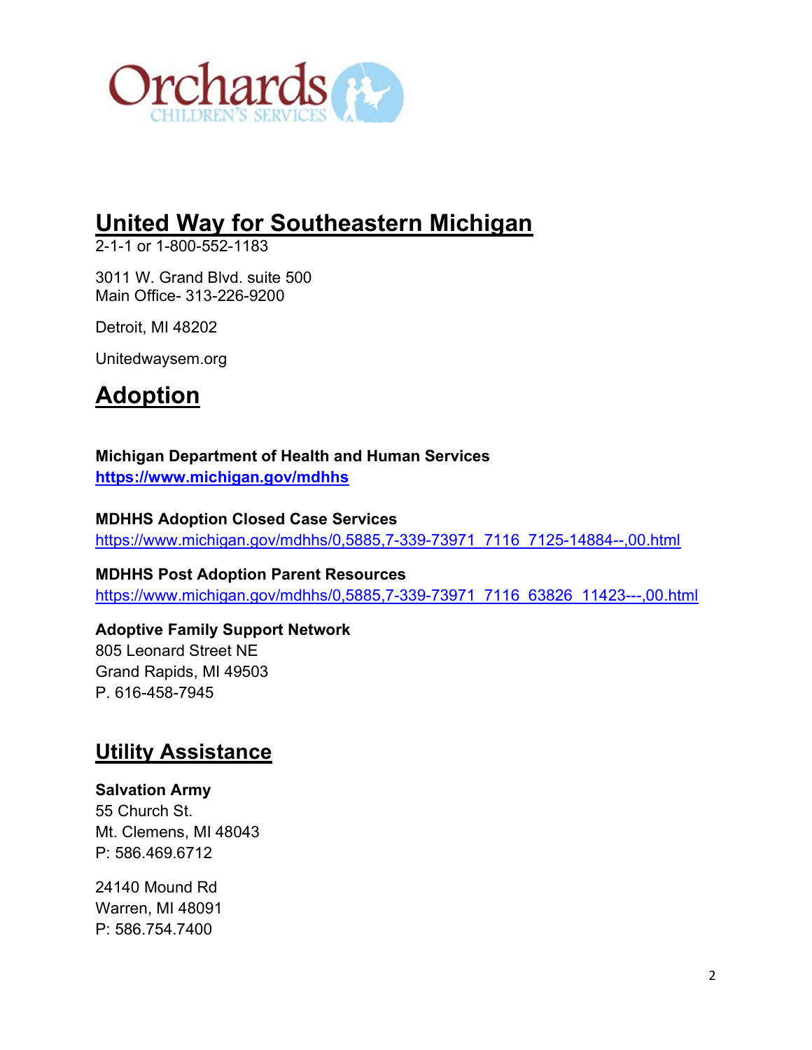Orchards CHILDREN'S SERVICES

## United Way for Southeastern Michigan

2-1-1 or 1-800-552-1183

3011 W. Grand Blvd. suite 500
Main Office- 313-226-9200

Detroit, MI 48202

Unitedwaysem.org

## Adoption

**Michigan Department of Health and Human Services**
**https://www.michigan.gov/mdhhs**

**MDHHS Adoption Closed Case Services**
https://www.michigan.gov/mdhhs/0,5885,7-339-73971_7116_7125-14884--,00.html

**MDHHS Post Adoption Parent Resources**
https://www.michigan.gov/mdhhs/0,5885,7-339-73971_7116_63826_11423---,00.html

**Adoptive Family Support Network**
805 Leonard Street NE
Grand Rapids, MI 49503
P. 616-458-7945

## Utility Assistance

**Salvation Army**
55 Church St.
Mt. Clemens, MI 48043
P: 586.469.6712

24140 Mound Rd
Warren, MI 48091
P: 586.754.7400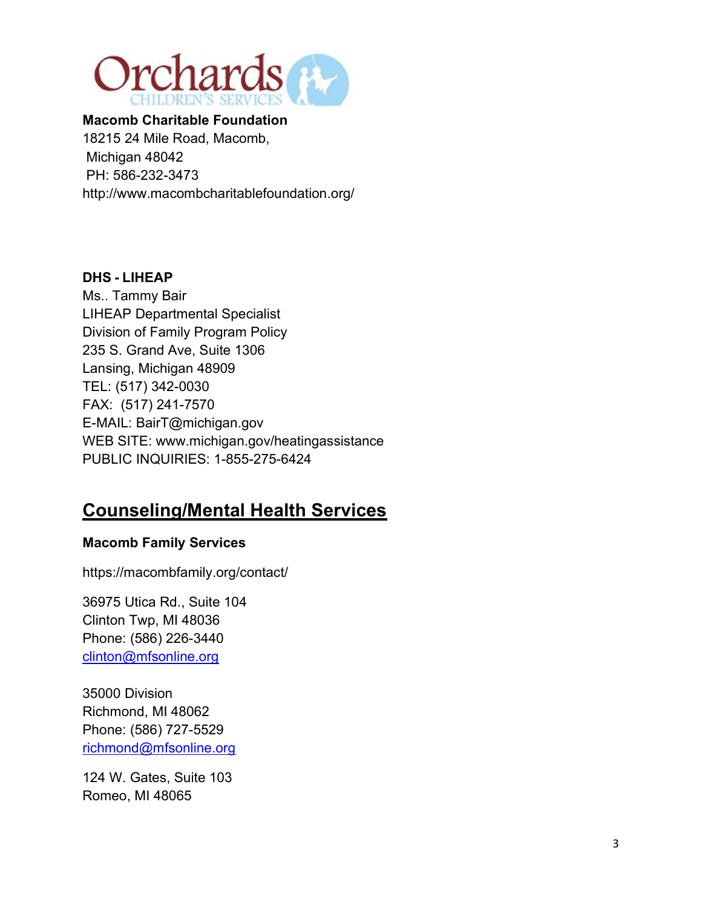**Macomb Charitable Foundation**
18215 24 Mile Road, Macomb,
Michigan 48042
PH: 586-232-3473
http://www.macombcharitablefoundation.org/

**DHS - LIHEAP**
Ms.. Tammy Bair
LIHEAP Departmental Specialist
Division of Family Program Policy
235 S. Grand Ave, Suite 1306
Lansing, Michigan 48909
TEL: (517) 342-0030
FAX: (517) 241-7570
E-MAIL: BairT@michigan.gov
WEB SITE: www.michigan.gov/heatingassistance
PUBLIC INQUIRIES: 1-855-275-6424

## Counseling/Mental Health Services

**Macomb Family Services**

https://macombfamily.org/contact/

36975 Utica Rd., Suite 104
Clinton Twp, MI 48036
Phone: (586) 226-3440
clinton@mfsonline.org

35000 Division
Richmond, MI 48062
Phone: (586) 727-5529
richmond@mfsonline.org

124 W. Gates, Suite 103
Romeo, MI 48065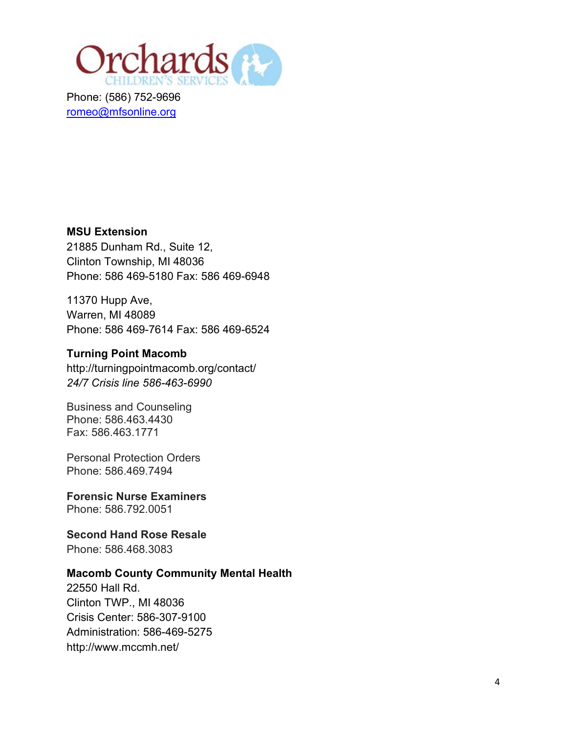Orchards CHILDREN'S SERVICES

Phone: (586) 752-9696
romeo@mfsonline.org

**MSU Extension**
21885 Dunham Rd., Suite 12,
Clinton Township, MI 48036
Phone: 586 469-5180 Fax: 586 469-6948

11370 Hupp Ave,
Warren, MI 48089
Phone: 586 469-7614 Fax: 586 469-6524

**Turning Point Macomb**
http://turningpointmacomb.org/contact/
*24/7 Crisis line 586-463-6990*

Business and Counseling
Phone: 586.463.4430
Fax: 586.463.1771

Personal Protection Orders
Phone: 586.469.7494

**Forensic Nurse Examiners**
Phone: 586.792.0051

**Second Hand Rose Resale**
Phone: 586.468.3083

**Macomb County Community Mental Health**
22550 Hall Rd.
Clinton TWP., MI 48036
Crisis Center: 586-307-9100
Administration: 586-469-5275
http://www.mccmh.net/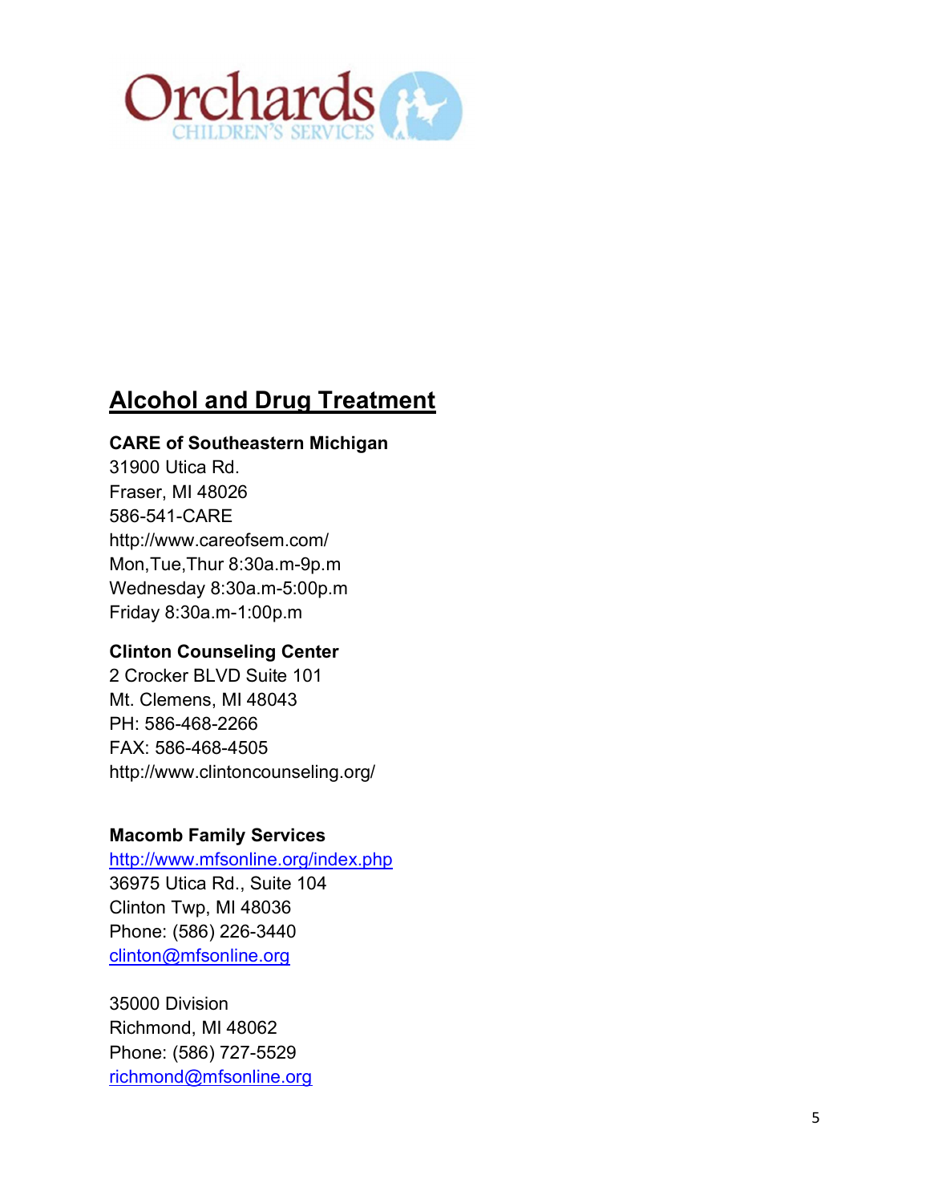Orchards CHILDREN'S SERVICES

## Alcohol and Drug Treatment

**CARE of Southeastern Michigan**
31900 Utica Rd.
Fraser, MI 48026
586-541-CARE
http://www.careofsem.com/
Mon,Tue,Thur 8:30a.m-9p.m
Wednesday 8:30a.m-5:00p.m
Friday 8:30a.m-1:00p.m

**Clinton Counseling Center**
2 Crocker BLVD Suite 101
Mt. Clemens, MI 48043
PH: 586-468-2266
FAX: 586-468-4505
http://www.clintoncounseling.org/

**Macomb Family Services**
http://www.mfsonline.org/index.php
36975 Utica Rd., Suite 104
Clinton Twp, MI 48036
Phone: (586) 226-3440
clinton@mfsonline.org

35000 Division
Richmond, MI 48062
Phone: (586) 727-5529
richmond@mfsonline.org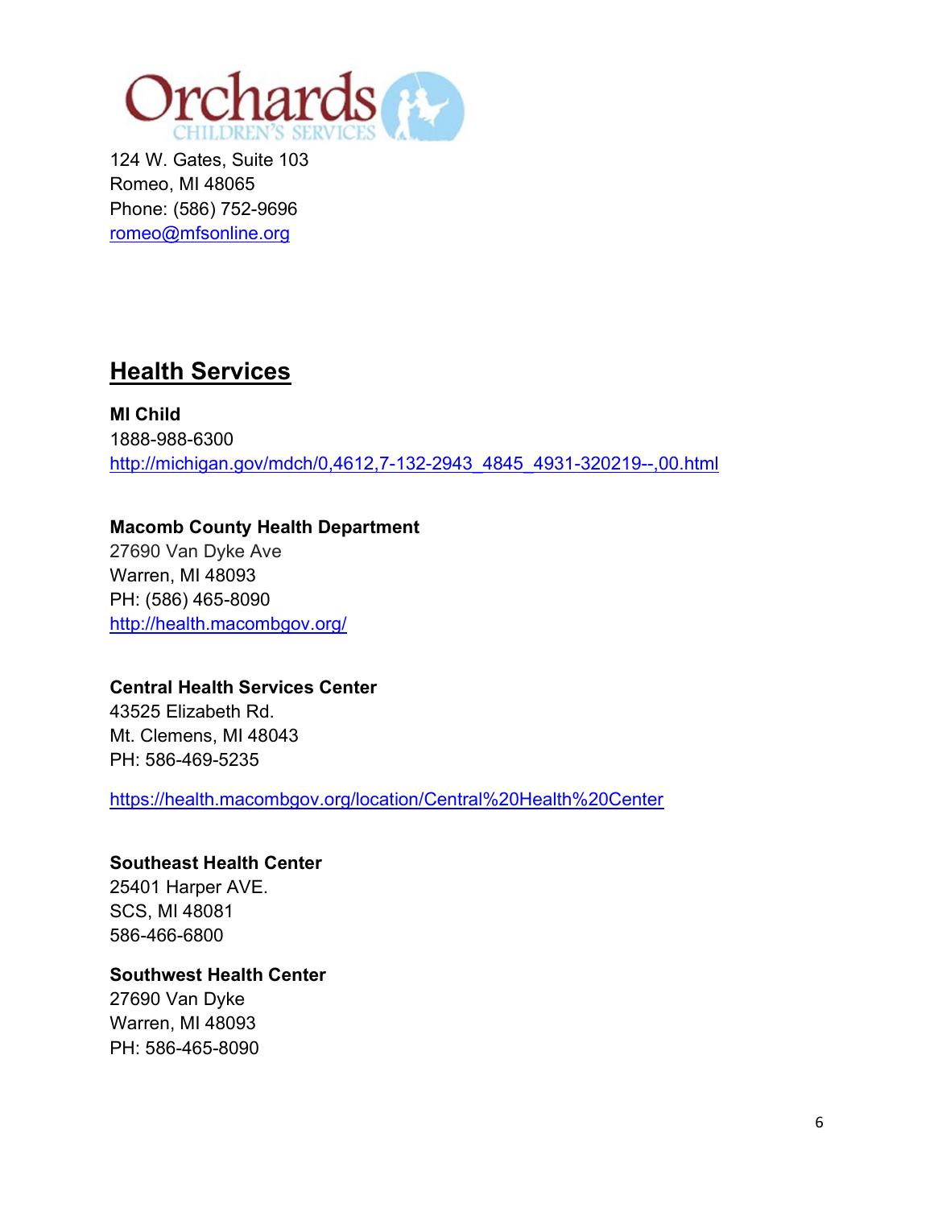Orchards CHILDREN'S SERVICES

124 W. Gates, Suite 103
Romeo, MI 48065
Phone: (586) 752-9696
romeo@mfsonline.org

## Health Services

**MI Child**
1888-988-6300
http://michigan.gov/mdch/0,4612,7-132-2943_4845_4931-320219--,00.html

**Macomb County Health Department**
27690 Van Dyke Ave
Warren, MI 48093
PH: (586) 465-8090
http://health.macombgov.org/

**Central Health Services Center**
43525 Elizabeth Rd.
Mt. Clemens, MI 48043
PH: 586-469-5235

https://health.macombgov.org/location/Central%20Health%20Center

**Southeast Health Center**
25401 Harper AVE.
SCS, MI 48081
586-466-6800

**Southwest Health Center**
27690 Van Dyke
Warren, MI 48093
PH: 586-465-8090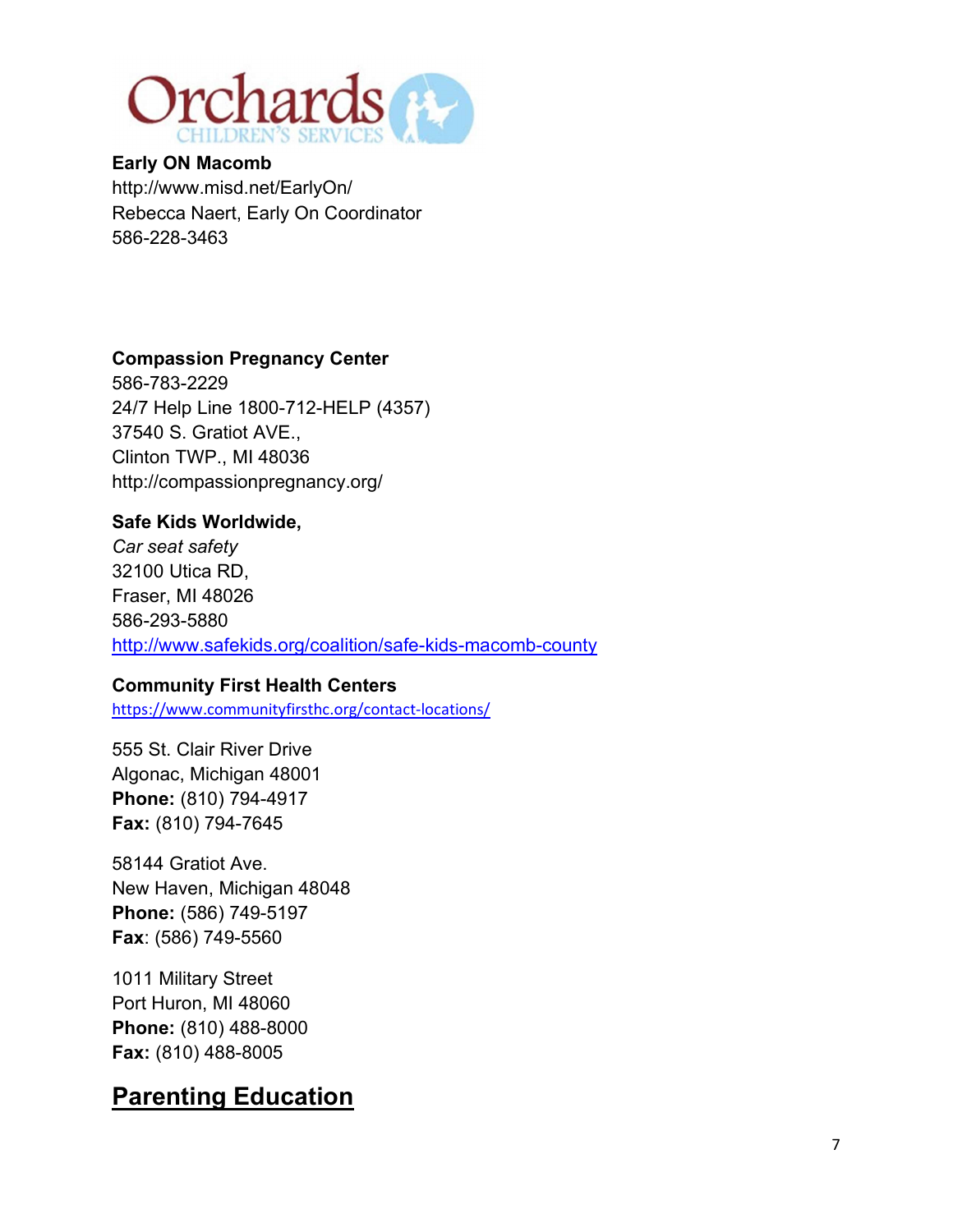**Early ON Macomb**
http://www.misd.net/EarlyOn/
Rebecca Naert, Early On Coordinator
586-228-3463

**Compassion Pregnancy Center**
586-783-2229
24/7 Help Line 1800-712-HELP (4357)
37540 S. Gratiot AVE.,
Clinton TWP., MI 48036
http://compassionpregnancy.org/

**Safe Kids Worldwide,**
*Car seat safety*
32100 Utica RD,
Fraser, MI 48026
586-293-5880
http://www.safekids.org/coalition/safe-kids-macomb-county

**Community First Health Centers**
https://www.communityfirsthc.org/contact-locations/

555 St. Clair River Drive
Algonac, Michigan 48001
**Phone:** (810) 794-4917
**Fax:** (810) 794-7645

58144 Gratiot Ave.
New Haven, Michigan 48048
**Phone:** (586) 749-5197
**Fax**: (586) 749-5560

1011 Military Street
Port Huron, MI 48060
**Phone:** (810) 488-8000
**Fax:** (810) 488-8005

## Parenting Education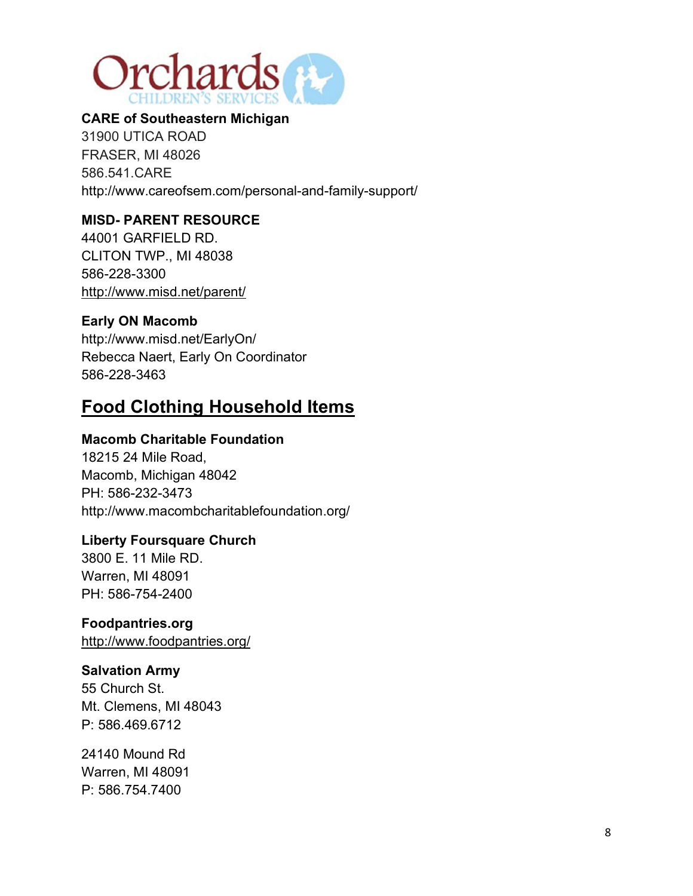**CARE of Southeastern Michigan**
31900 UTICA ROAD
FRASER, MI 48026
586.541.CARE
http://www.careofsem.com/personal-and-family-support/

**MISD- PARENT RESOURCE**
44001 GARFIELD RD.
CLITON TWP., MI 48038
586-228-3300
http://www.misd.net/parent/

**Early ON Macomb**
http://www.misd.net/EarlyOn/
Rebecca Naert, Early On Coordinator
586-228-3463

## Food Clothing Household Items

**Macomb Charitable Foundation**
18215 24 Mile Road,
Macomb, Michigan 48042
PH: 586-232-3473
http://www.macombcharitablefoundation.org/

**Liberty Foursquare Church**
3800 E. 11 Mile RD.
Warren, MI 48091
PH: 586-754-2400

**Foodpantries.org**
http://www.foodpantries.org/

**Salvation Army**
55 Church St.
Mt. Clemens, MI 48043
P: 586.469.6712

24140 Mound Rd
Warren, MI 48091
P: 586.754.7400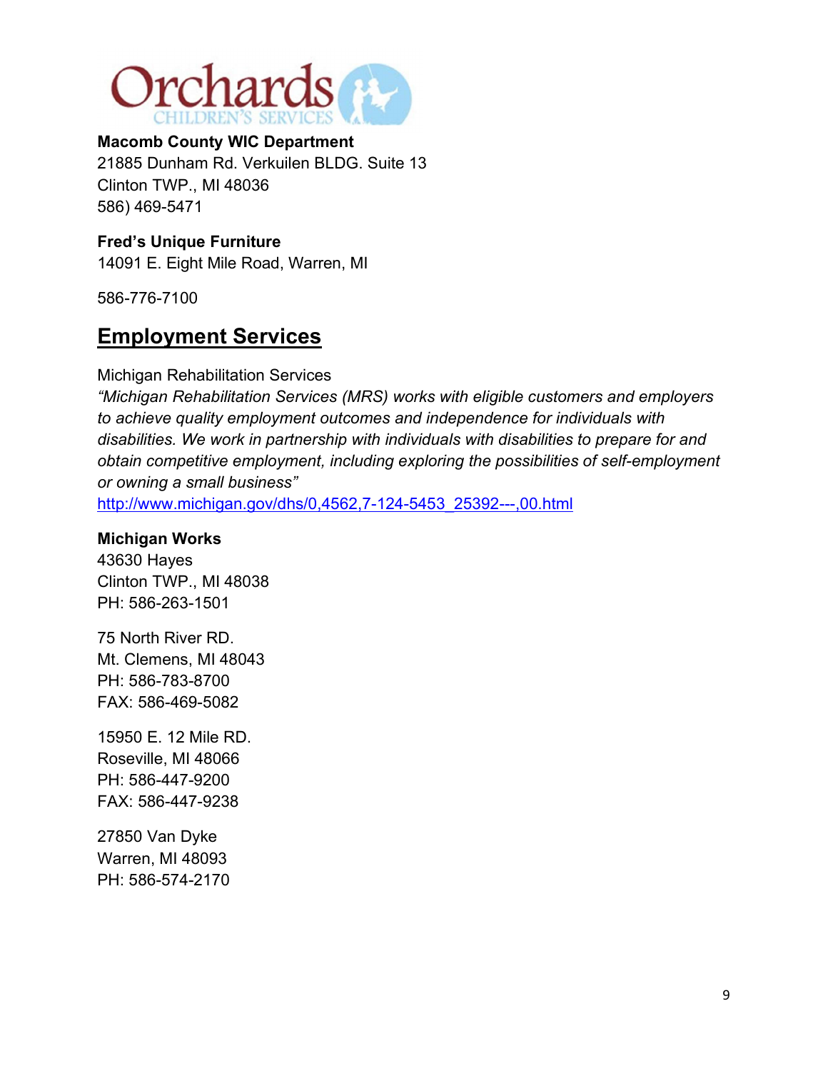**Macomb County WIC Department**
21885 Dunham Rd. Verkuilen BLDG. Suite 13
Clinton TWP., MI 48036
586) 469-5471

**Fred's Unique Furniture**
14091 E. Eight Mile Road, Warren, MI

586-776-7100

## Employment Services

Michigan Rehabilitation Services
*"Michigan Rehabilitation Services (MRS) works with eligible customers and employers to achieve quality employment outcomes and independence for individuals with disabilities. We work in partnership with individuals with disabilities to prepare for and obtain competitive employment, including exploring the possibilities of self-employment or owning a small business"*
http://www.michigan.gov/dhs/0,4562,7-124-5453_25392---,00.html

**Michigan Works**
43630 Hayes
Clinton TWP., MI 48038
PH: 586-263-1501

75 North River RD.
Mt. Clemens, MI 48043
PH: 586-783-8700
FAX: 586-469-5082

15950 E. 12 Mile RD.
Roseville, MI 48066
PH: 586-447-9200
FAX: 586-447-9238

27850 Van Dyke
Warren, MI 48093
PH: 586-574-2170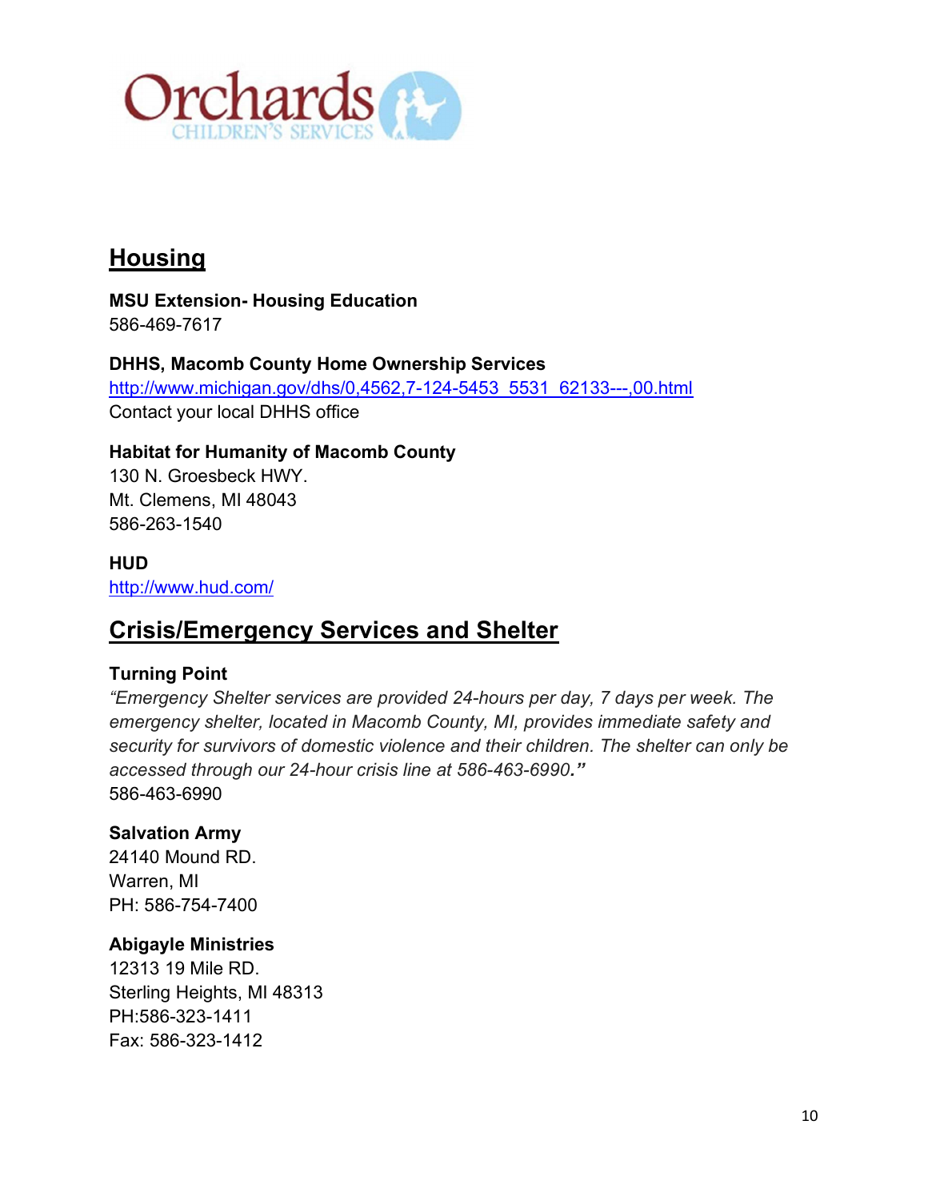Orchards CHILDREN'S SERVICES

## Housing

**MSU Extension- Housing Education**
586-469-7617

**DHHS, Macomb County Home Ownership Services**
http://www.michigan.gov/dhs/0,4562,7-124-5453_5531_62133---,00.html
Contact your local DHHS office

**Habitat for Humanity of Macomb County**
130 N. Groesbeck HWY.
Mt. Clemens, MI 48043
586-263-1540

**HUD**
http://www.hud.com/

## Crisis/Emergency Services and Shelter

**Turning Point**
*"Emergency Shelter services are provided 24-hours per day, 7 days per week. The emergency shelter, located in Macomb County, MI, provides immediate safety and security for survivors of domestic violence and their children. The shelter can only be accessed through our 24-hour crisis line at 586-463-6990."*
586-463-6990

**Salvation Army**
24140 Mound RD.
Warren, MI
PH: 586-754-7400

**Abigayle Ministries**
12313 19 Mile RD.
Sterling Heights, MI 48313
PH:586-323-1411
Fax: 586-323-1412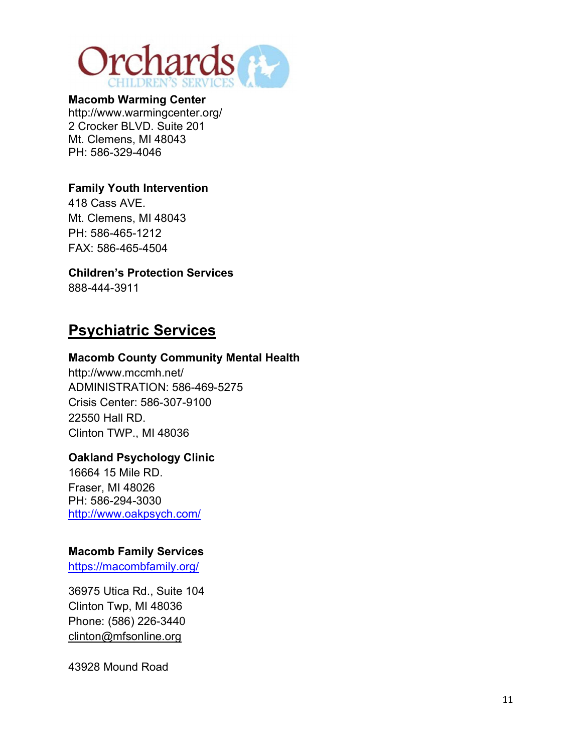**Macomb Warming Center**
http://www.warmingcenter.org/
2 Crocker BLVD. Suite 201
Mt. Clemens, MI 48043
PH: 586-329-4046

**Family Youth Intervention**
418 Cass AVE.
Mt. Clemens, MI 48043
PH: 586-465-1212
FAX: 586-465-4504

**Children's Protection Services**
888-444-3911

## Psychiatric Services

**Macomb County Community Mental Health**
http://www.mccmh.net/
ADMINISTRATION: 586-469-5275
Crisis Center: 586-307-9100
22550 Hall RD.
Clinton TWP., MI 48036

**Oakland Psychology Clinic**
16664 15 Mile RD.
Fraser, MI 48026
PH: 586-294-3030
http://www.oakpsych.com/

**Macomb Family Services**
https://macombfamily.org/

36975 Utica Rd., Suite 104
Clinton Twp, MI 48036
Phone: (586) 226-3440
clinton@mfsonline.org

43928 Mound Road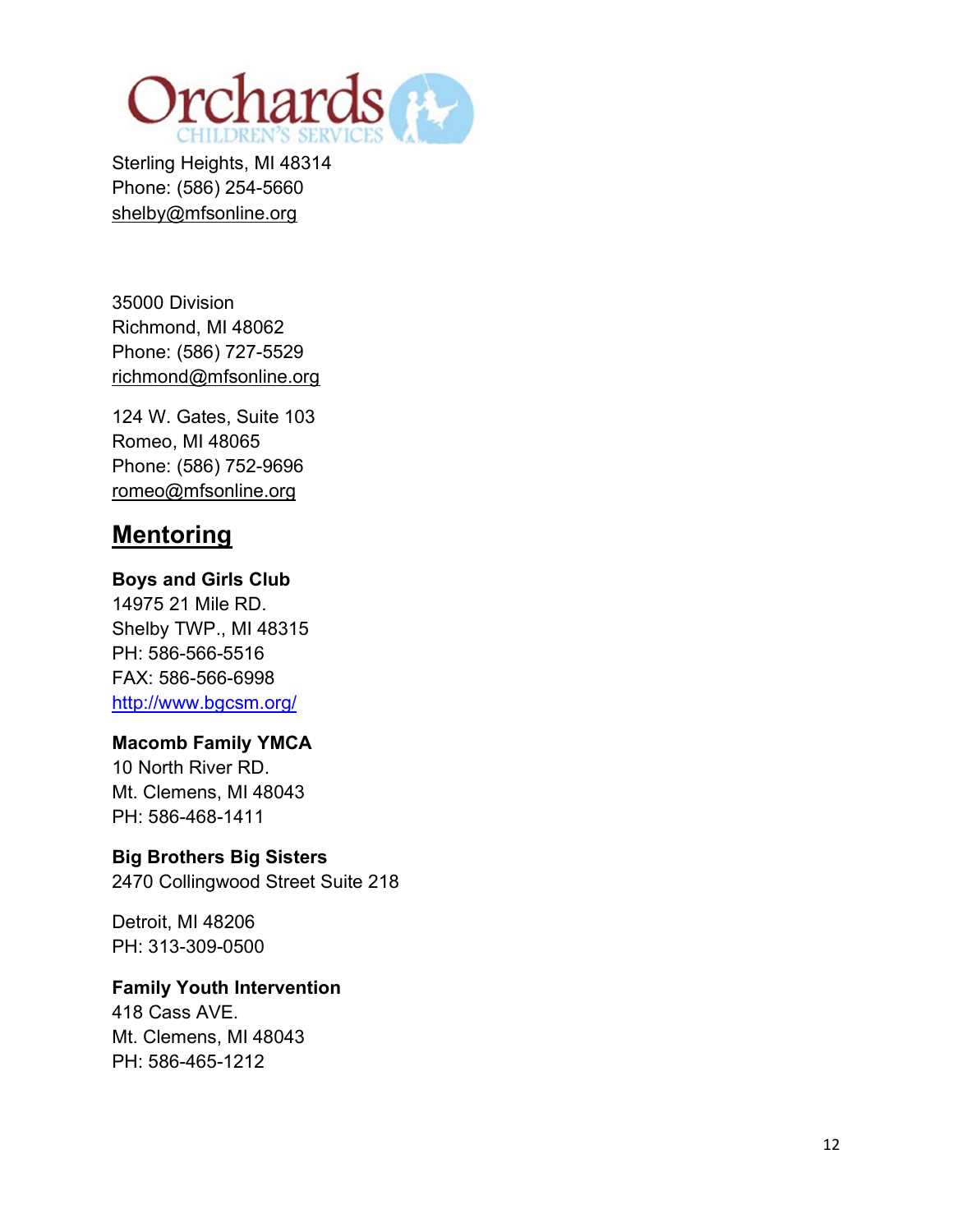Sterling Heights, MI 48314
Phone: (586) 254-5660
shelby@mfsonline.org

35000 Division
Richmond, MI 48062
Phone: (586) 727-5529
richmond@mfsonline.org

124 W. Gates, Suite 103
Romeo, MI 48065
Phone: (586) 752-9696
romeo@mfsonline.org

## Mentoring

**Boys and Girls Club**
14975 21 Mile RD.
Shelby TWP., MI 48315
PH: 586-566-5516
FAX: 586-566-6998
http://www.bgcsm.org/

**Macomb Family YMCA**
10 North River RD.
Mt. Clemens, MI 48043
PH: 586-468-1411

**Big Brothers Big Sisters**
2470 Collingwood Street Suite 218

Detroit, MI 48206
PH: 313-309-0500

**Family Youth Intervention**
418 Cass AVE.
Mt. Clemens, MI 48043
PH: 586-465-1212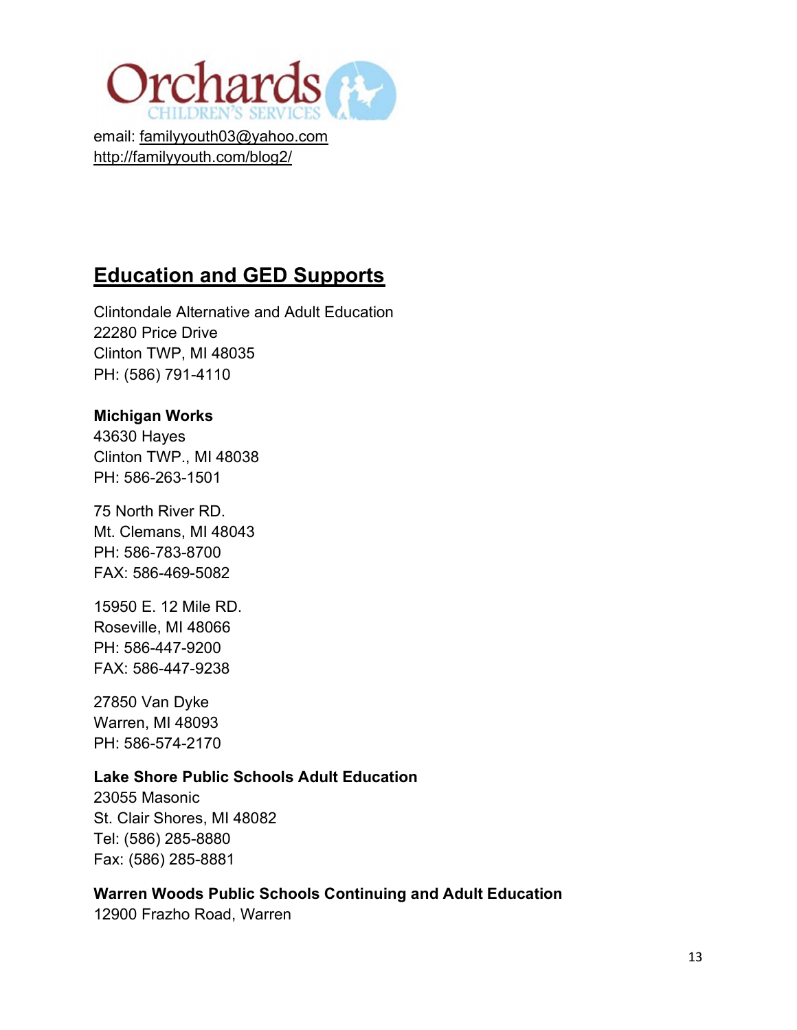email: familyyouth03@yahoo.com
http://familyyouth.com/blog2/

## Education and GED Supports

Clintondale Alternative and Adult Education
22280 Price Drive
Clinton TWP, MI 48035
PH: (586) 791-4110

**Michigan Works**
43630 Hayes
Clinton TWP., MI 48038
PH: 586-263-1501

75 North River RD.
Mt. Clemans, MI 48043
PH: 586-783-8700
FAX: 586-469-5082

15950 E. 12 Mile RD.
Roseville, MI 48066
PH: 586-447-9200
FAX: 586-447-9238

27850 Van Dyke
Warren, MI 48093
PH: 586-574-2170

**Lake Shore Public Schools Adult Education**
23055 Masonic
St. Clair Shores, MI 48082
Tel: (586) 285-8880
Fax: (586) 285-8881

**Warren Woods Public Schools Continuing and Adult Education**
12900 Frazho Road, Warren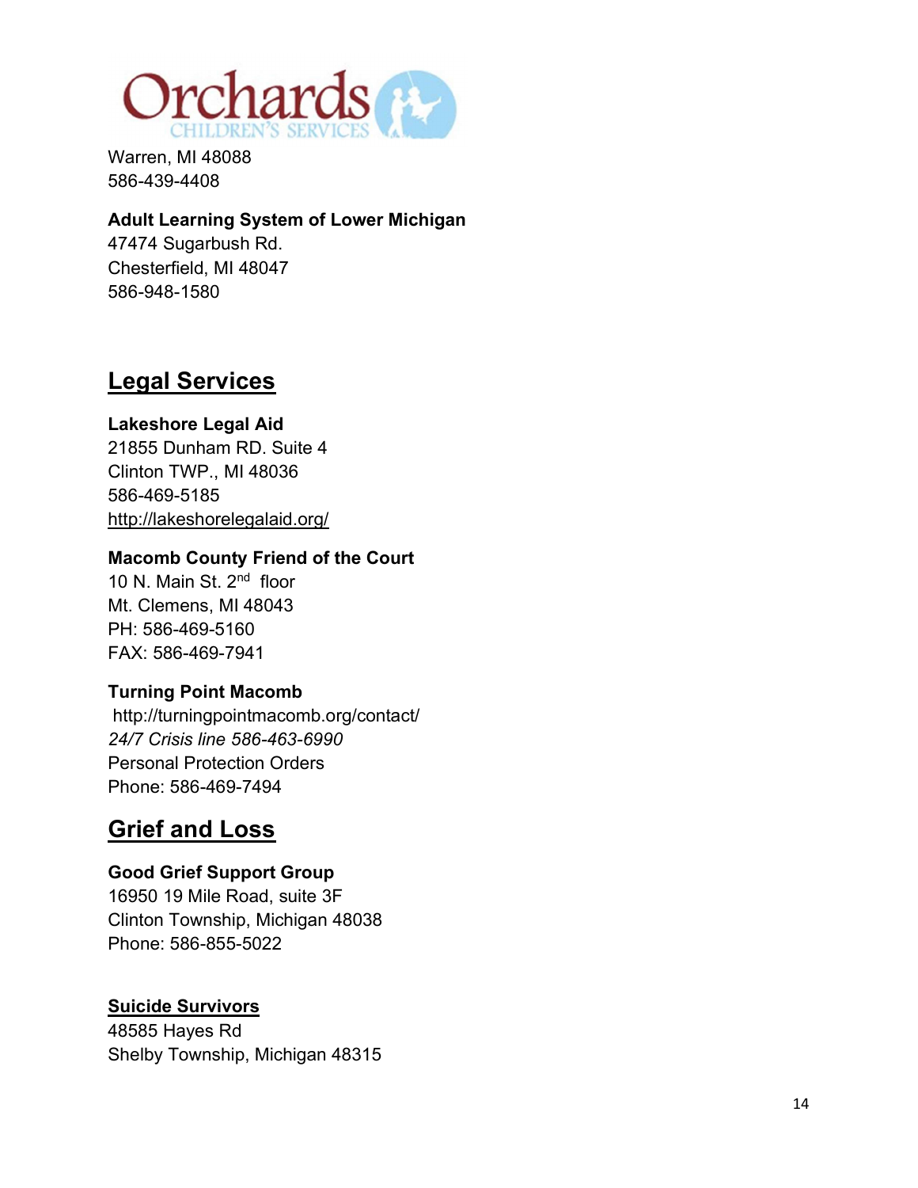Orchards Children's Services

Warren, MI 48088
586-439-4408

**Adult Learning System of Lower Michigan**
47474 Sugarbush Rd.
Chesterfield, MI 48047
586-948-1580

## Legal Services

**Lakeshore Legal Aid**
21855 Dunham RD. Suite 4
Clinton TWP., MI 48036
586-469-5185
http://lakeshorelegalaid.org/

**Macomb County Friend of the Court**
10 N. Main St. 2nd floor
Mt. Clemens, MI 48043
PH: 586-469-5160
FAX: 586-469-7941

**Turning Point Macomb**
http://turningpointmacomb.org/contact/
*24/7 Crisis line 586-463-6990*
Personal Protection Orders
Phone: 586-469-7494

## Grief and Loss

**Good Grief Support Group**
16950 19 Mile Road, suite 3F
Clinton Township, Michigan 48038
Phone: 586-855-5022

**Suicide Survivors**
48585 Hayes Rd
Shelby Township, Michigan 48315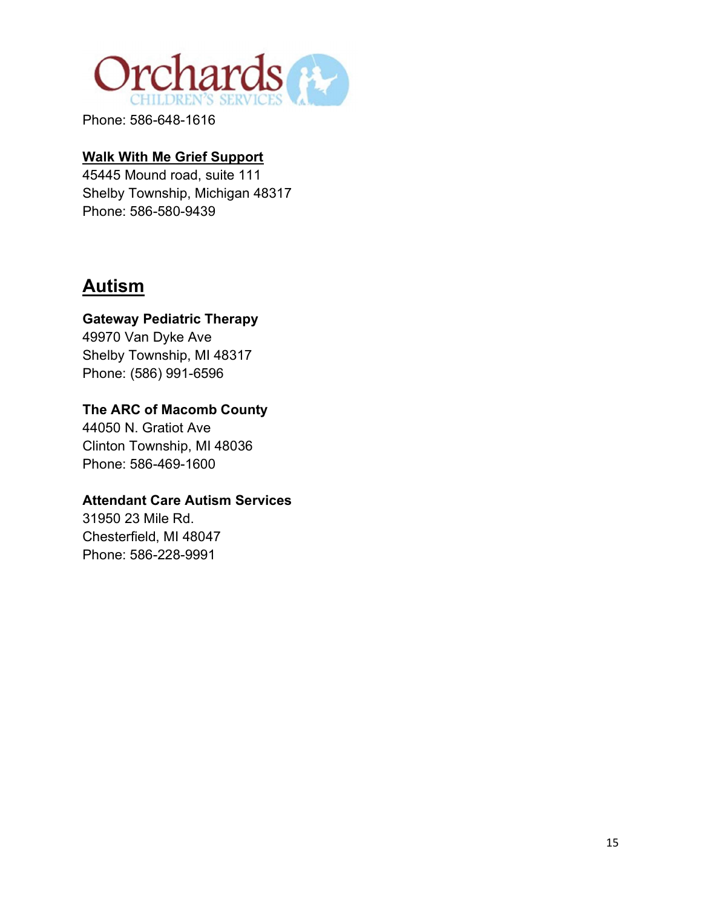Orchards CHILDREN'S SERVICES

Phone: 586-648-1616

**Walk With Me Grief Support**
45445 Mound road, suite 111
Shelby Township, Michigan 48317
Phone: 586-580-9439

## Autism

**Gateway Pediatric Therapy**
49970 Van Dyke Ave
Shelby Township, MI 48317
Phone: (586) 991-6596

**The ARC of Macomb County**
44050 N. Gratiot Ave
Clinton Township, MI 48036
Phone: 586-469-1600

**Attendant Care Autism Services**
31950 23 Mile Rd.
Chesterfield, MI 48047
Phone: 586-228-9991